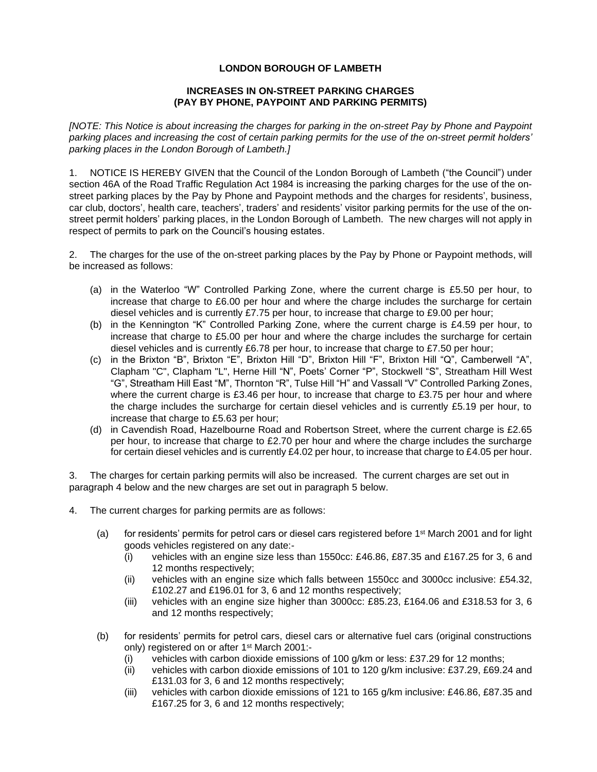**LONDON BOROUGH OF LAMBETH**

**INCREASES IN ON-STREET PARKING CHARGES (PAY BY PHONE, PAYPOINT AND PARKING PERMITS)**

*[NOTE: This Notice is about increasing the charges for parking in the on-street Pay by Phone and Paypoint parking places and increasing the cost of certain parking permits for the use of the on-street permit holders' parking places in the London Borough of Lambeth.]*

1. NOTICE IS HEREBY GIVEN that the Council of the London Borough of Lambeth ("the Council") under section 46A of the Road Traffic Regulation Act 1984 is increasing the parking charges for the use of the on-street parking places by the Pay by Phone and Paypoint methods and the charges for residents', business, car club, doctors', health care, teachers', traders' and residents' visitor parking permits for the use of the on-street permit holders' parking places, in the London Borough of Lambeth. The new charges will not apply in respect of permits to park on the Council's housing estates.

2. The charges for the use of the on-street parking places by the Pay by Phone or Paypoint methods, will be increased as follows:

   (a) in the Waterloo "W" Controlled Parking Zone, where the current charge is £5.50 per hour, to increase that charge to £6.00 per hour and where the charge includes the surcharge for certain diesel vehicles and is currently £7.75 per hour, to increase that charge to £9.00 per hour;

   (b) in the Kennington "K" Controlled Parking Zone, where the current charge is £4.59 per hour, to increase that charge to £5.00 per hour and where the charge includes the surcharge for certain diesel vehicles and is currently £6.78 per hour, to increase that charge to £7.50 per hour;

   (c) in the Brixton "B", Brixton "E", Brixton Hill "D", Brixton Hill "F", Brixton Hill "Q", Camberwell "A", Clapham "C", Clapham "L", Herne Hill "N", Poets' Corner "P", Stockwell "S", Streatham Hill West "G", Streatham Hill East "M", Thornton "R", Tulse Hill "H" and Vassall "V" Controlled Parking Zones, where the current charge is £3.46 per hour, to increase that charge to £3.75 per hour and where the charge includes the surcharge for certain diesel vehicles and is currently £5.19 per hour, to increase that charge to £5.63 per hour;

   (d) in Cavendish Road, Hazelbourne Road and Robertson Street, where the current charge is £2.65 per hour, to increase that charge to £2.70 per hour and where the charge includes the surcharge for certain diesel vehicles and is currently £4.02 per hour, to increase that charge to £4.05 per hour.

3. The charges for certain parking permits will also be increased. The current charges are set out in paragraph 4 below and the new charges are set out in paragraph 5 below.

4. The current charges for parking permits are as follows:

   (a) for residents' permits for petrol cars or diesel cars registered before 1st March 2001 and for light goods vehicles registered on any date:-

      (i) vehicles with an engine size less than 1550cc: £46.86, £87.35 and £167.25 for 3, 6 and 12 months respectively;

      (ii) vehicles with an engine size which falls between 1550cc and 3000cc inclusive: £54.32, £102.27 and £196.01 for 3, 6 and 12 months respectively;

      (iii) vehicles with an engine size higher than 3000cc: £85.23, £164.06 and £318.53 for 3, 6 and 12 months respectively;

   (b) for residents' permits for petrol cars, diesel cars or alternative fuel cars (original constructions only) registered on or after 1st March 2001:-

      (i) vehicles with carbon dioxide emissions of 100 g/km or less: £37.29 for 12 months;

      (ii) vehicles with carbon dioxide emissions of 101 to 120 g/km inclusive: £37.29, £69.24 and £131.03 for 3, 6 and 12 months respectively;

      (iii) vehicles with carbon dioxide emissions of 121 to 165 g/km inclusive: £46.86, £87.35 and £167.25 for 3, 6 and 12 months respectively;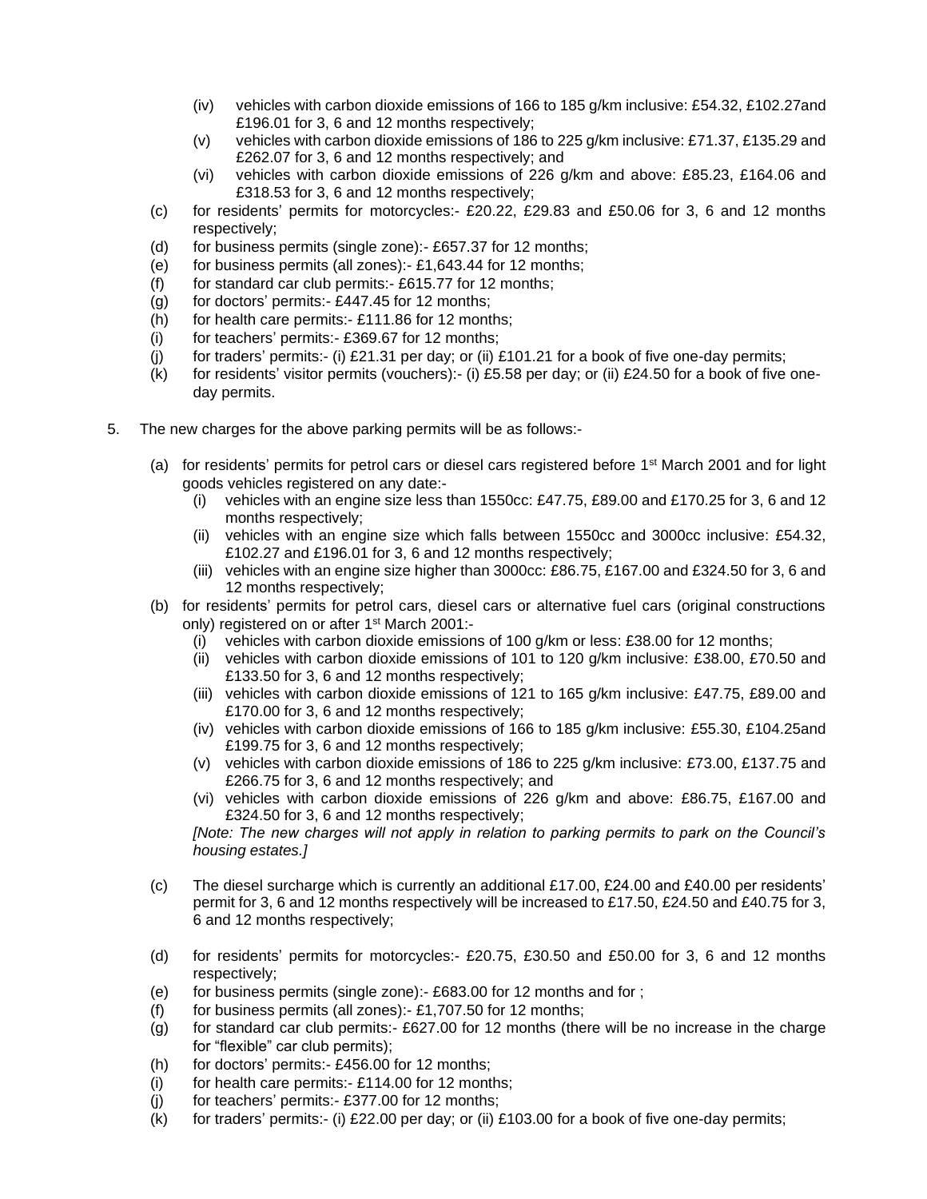- (iv) vehicles with carbon dioxide emissions of 166 to 185 g/km inclusive: £54.32, £102.27and £196.01 for 3, 6 and 12 months respectively;
- (v) vehicles with carbon dioxide emissions of 186 to 225 g/km inclusive: £71.37, £135.29 and £262.07 for 3, 6 and 12 months respectively; and
- (vi) vehicles with carbon dioxide emissions of 226 g/km and above: £85.23, £164.06 and £318.53 for 3, 6 and 12 months respectively;

(c) for residents' permits for motorcycles:- £20.22, £29.83 and £50.06 for 3, 6 and 12 months respectively;

(d) for business permits (single zone):- £657.37 for 12 months;

(e) for business permits (all zones):- £1,643.44 for 12 months;

(f) for standard car club permits:- £615.77 for 12 months;

(g) for doctors' permits:- £447.45 for 12 months;

(h) for health care permits:- £111.86 for 12 months;

(i) for teachers' permits:- £369.67 for 12 months;

(j) for traders' permits:- (i) £21.31 per day; or (ii) £101.21 for a book of five one-day permits;

(k) for residents' visitor permits (vouchers):- (i) £5.58 per day; or (ii) £24.50 for a book of five one-day permits.

5. The new charges for the above parking permits will be as follows:-

(a) for residents' permits for petrol cars or diesel cars registered before 1st March 2001 and for light goods vehicles registered on any date:-
- (i) vehicles with an engine size less than 1550cc: £47.75, £89.00 and £170.25 for 3, 6 and 12 months respectively;
- (ii) vehicles with an engine size which falls between 1550cc and 3000cc inclusive: £54.32, £102.27 and £196.01 for 3, 6 and 12 months respectively;
- (iii) vehicles with an engine size higher than 3000cc: £86.75, £167.00 and £324.50 for 3, 6 and 12 months respectively;

(b) for residents' permits for petrol cars, diesel cars or alternative fuel cars (original constructions only) registered on or after 1st March 2001:-
- (i) vehicles with carbon dioxide emissions of 100 g/km or less: £38.00 for 12 months;
- (ii) vehicles with carbon dioxide emissions of 101 to 120 g/km inclusive: £38.00, £70.50 and £133.50 for 3, 6 and 12 months respectively;
- (iii) vehicles with carbon dioxide emissions of 121 to 165 g/km inclusive: £47.75, £89.00 and £170.00 for 3, 6 and 12 months respectively;
- (iv) vehicles with carbon dioxide emissions of 166 to 185 g/km inclusive: £55.30, £104.25and £199.75 for 3, 6 and 12 months respectively;
- (v) vehicles with carbon dioxide emissions of 186 to 225 g/km inclusive: £73.00, £137.75 and £266.75 for 3, 6 and 12 months respectively; and
- (vi) vehicles with carbon dioxide emissions of 226 g/km and above: £86.75, £167.00 and £324.50 for 3, 6 and 12 months respectively;

*[Note: The new charges will not apply in relation to parking permits to park on the Council's housing estates.]*

(c) The diesel surcharge which is currently an additional £17.00, £24.00 and £40.00 per residents' permit for 3, 6 and 12 months respectively will be increased to £17.50, £24.50 and £40.75 for 3, 6 and 12 months respectively;

(d) for residents' permits for motorcycles:- £20.75, £30.50 and £50.00 for 3, 6 and 12 months respectively;

(e) for business permits (single zone):- £683.00 for 12 months and for ;

(f) for business permits (all zones):- £1,707.50 for 12 months;

(g) for standard car club permits:- £627.00 for 12 months (there will be no increase in the charge for "flexible" car club permits);

(h) for doctors' permits:- £456.00 for 12 months;

(i) for health care permits:- £114.00 for 12 months;

(j) for teachers' permits:- £377.00 for 12 months;

(k) for traders' permits:- (i) £22.00 per day; or (ii) £103.00 for a book of five one-day permits;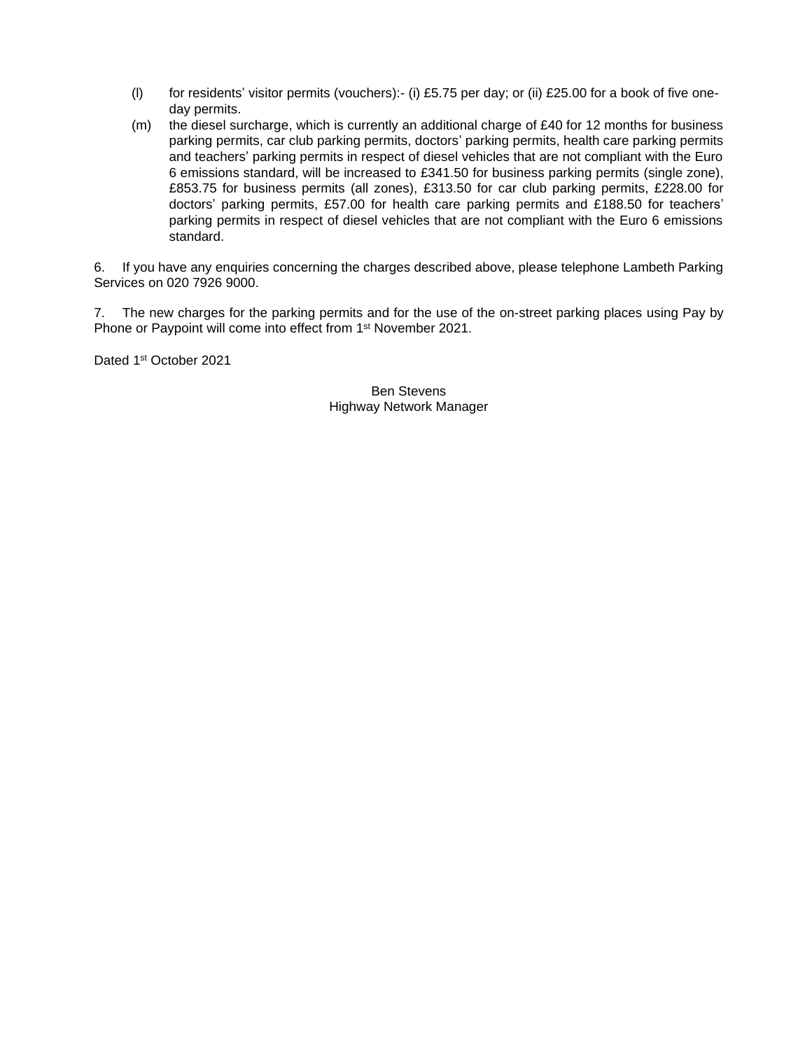(l) for residents' visitor permits (vouchers):- (i) £5.75 per day; or (ii) £25.00 for a book of five one-day permits.

(m) the diesel surcharge, which is currently an additional charge of £40 for 12 months for business parking permits, car club parking permits, doctors' parking permits, health care parking permits and teachers' parking permits in respect of diesel vehicles that are not compliant with the Euro 6 emissions standard, will be increased to £341.50 for business parking permits (single zone), £853.75 for business permits (all zones), £313.50 for car club parking permits, £228.00 for doctors' parking permits, £57.00 for health care parking permits and £188.50 for teachers' parking permits in respect of diesel vehicles that are not compliant with the Euro 6 emissions standard.

6. If you have any enquiries concerning the charges described above, please telephone Lambeth Parking Services on 020 7926 9000.

7. The new charges for the parking permits and for the use of the on-street parking places using Pay by Phone or Paypoint will come into effect from 1st November 2021.

Dated 1st October 2021

Ben Stevens
Highway Network Manager